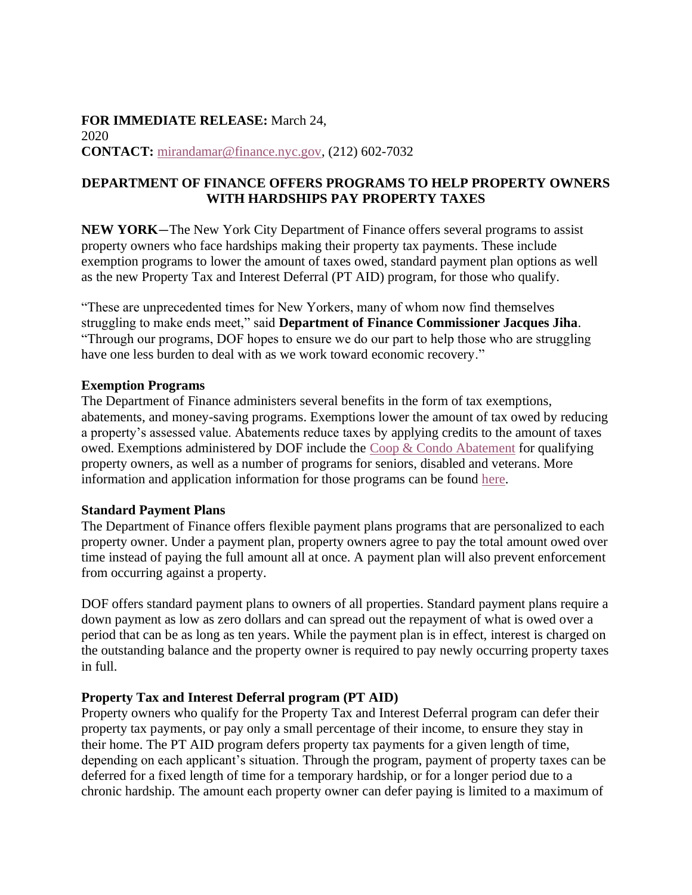**FOR IMMEDIATE RELEASE:** March 24, 2020
**CONTACT:** [mirandamar@finance.nyc.gov](mailto:mirandamar@finance.nyc.gov), (212) 602-7032

## DEPARTMENT OF FINANCE OFFERS PROGRAMS TO HELP PROPERTY OWNERS WITH HARDSHIPS PAY PROPERTY TAXES

**NEW YORK**—The New York City Department of Finance offers several programs to assist property owners who face hardships making their property tax payments. These include exemption programs to lower the amount of taxes owed, standard payment plan options as well as the new Property Tax and Interest Deferral (PT AID) program, for those who qualify.

"These are unprecedented times for New Yorkers, many of whom now find themselves struggling to make ends meet," said **Department of Finance Commissioner Jacques Jiha**. "Through our programs, DOF hopes to ensure we do our part to help those who are struggling have one less burden to deal with as we work toward economic recovery."

### Exemption Programs

The Department of Finance administers several benefits in the form of tax exemptions, abatements, and money-saving programs. Exemptions lower the amount of tax owed by reducing a property's assessed value. Abatements reduce taxes by applying credits to the amount of taxes owed. Exemptions administered by DOF include the Coop & Condo Abatement for qualifying property owners, as well as a number of programs for seniors, disabled and veterans. More information and application information for those programs can be found here.

### Standard Payment Plans

The Department of Finance offers flexible payment plans programs that are personalized to each property owner. Under a payment plan, property owners agree to pay the total amount owed over time instead of paying the full amount all at once. A payment plan will also prevent enforcement from occurring against a property.

DOF offers standard payment plans to owners of all properties. Standard payment plans require a down payment as low as zero dollars and can spread out the repayment of what is owed over a period that can be as long as ten years. While the payment plan is in effect, interest is charged on the outstanding balance and the property owner is required to pay newly occurring property taxes in full.

### Property Tax and Interest Deferral program (PT AID)

Property owners who qualify for the Property Tax and Interest Deferral program can defer their property tax payments, or pay only a small percentage of their income, to ensure they stay in their home. The PT AID program defers property tax payments for a given length of time, depending on each applicant's situation. Through the program, payment of property taxes can be deferred for a fixed length of time for a temporary hardship, or for a longer period due to a chronic hardship. The amount each property owner can defer paying is limited to a maximum of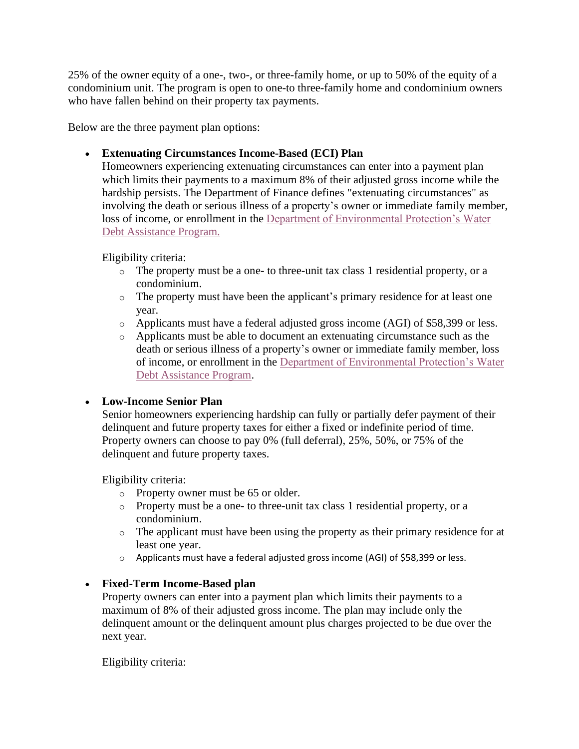25% of the owner equity of a one-, two-, or three-family home, or up to 50% of the equity of a condominium unit. The program is open to one-to three-family home and condominium owners who have fallen behind on their property tax payments.

Below are the three payment plan options:

- **Extenuating Circumstances Income-Based (ECI) Plan**
  Homeowners experiencing extenuating circumstances can enter into a payment plan which limits their payments to a maximum 8% of their adjusted gross income while the hardship persists. The Department of Finance defines "extenuating circumstances" as involving the death or serious illness of a property's owner or immediate family member, loss of income, or enrollment in the Department of Environmental Protection's Water Debt Assistance Program.

  Eligibility criteria:
  - The property must be a one- to three-unit tax class 1 residential property, or a condominium.
  - The property must have been the applicant's primary residence for at least one year.
  - Applicants must have a federal adjusted gross income (AGI) of $58,399 or less.
  - Applicants must be able to document an extenuating circumstance such as the death or serious illness of a property's owner or immediate family member, loss of income, or enrollment in the Department of Environmental Protection's Water Debt Assistance Program.

- **Low-Income Senior Plan**
  Senior homeowners experiencing hardship can fully or partially defer payment of their delinquent and future property taxes for either a fixed or indefinite period of time. Property owners can choose to pay 0% (full deferral), 25%, 50%, or 75% of the delinquent and future property taxes.

  Eligibility criteria:
  - Property owner must be 65 or older.
  - Property must be a one- to three-unit tax class 1 residential property, or a condominium.
  - The applicant must have been using the property as their primary residence for at least one year.
  - Applicants must have a federal adjusted gross income (AGI) of $58,399 or less.

- **Fixed-Term Income-Based plan**
  Property owners can enter into a payment plan which limits their payments to a maximum of 8% of their adjusted gross income. The plan may include only the delinquent amount or the delinquent amount plus charges projected to be due over the next year.

  Eligibility criteria: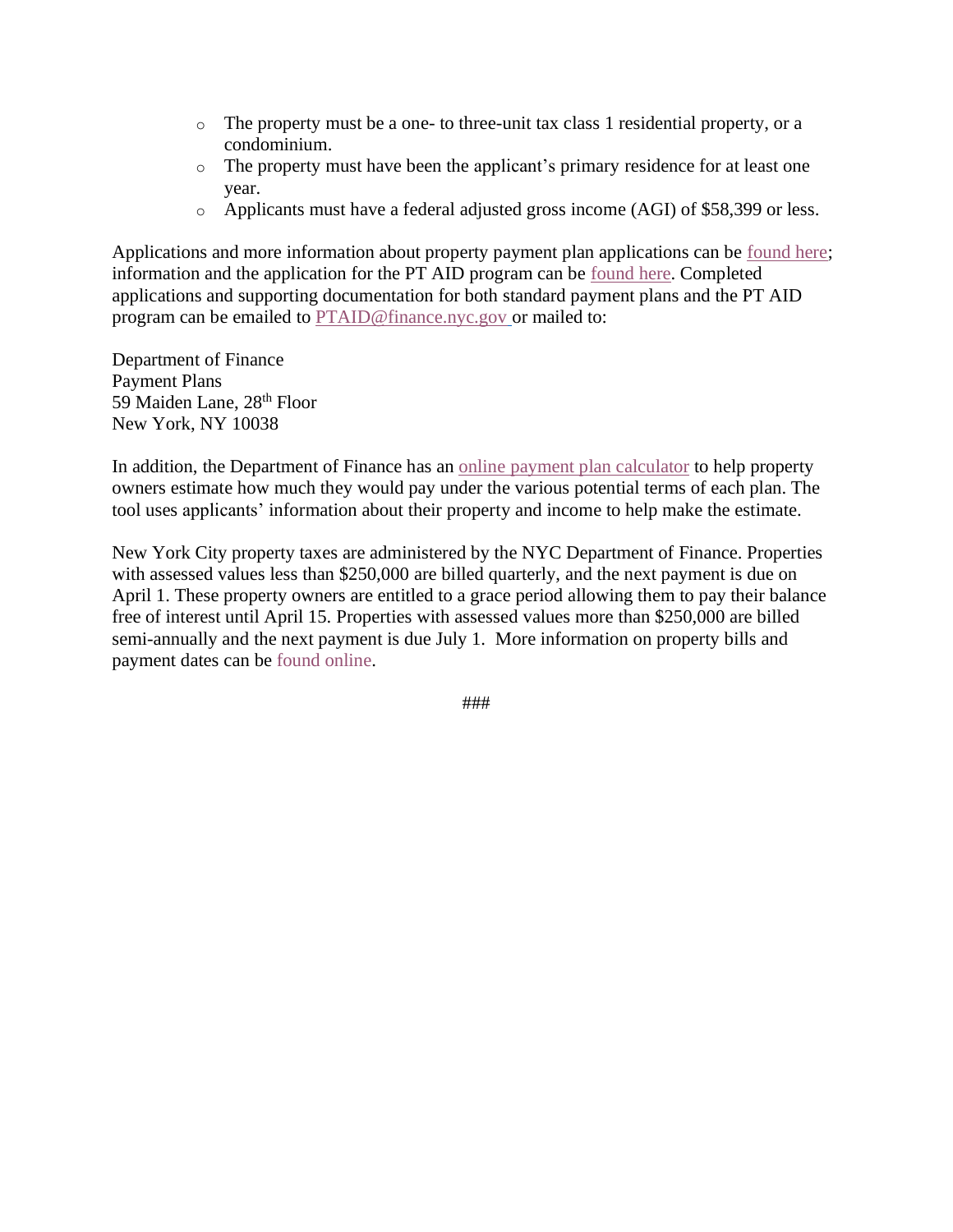- The property must be a one- to three-unit tax class 1 residential property, or a condominium.
- The property must have been the applicant's primary residence for at least one year.
- Applicants must have a federal adjusted gross income (AGI) of $58,399 or less.

Applications and more information about property payment plan applications can be found here; information and the application for the PT AID program can be found here. Completed applications and supporting documentation for both standard payment plans and the PT AID program can be emailed to PTAID@finance.nyc.gov or mailed to:

Department of Finance
Payment Plans
59 Maiden Lane, 28th Floor
New York, NY 10038

In addition, the Department of Finance has an online payment plan calculator to help property owners estimate how much they would pay under the various potential terms of each plan. The tool uses applicants' information about their property and income to help make the estimate.

New York City property taxes are administered by the NYC Department of Finance. Properties with assessed values less than $250,000 are billed quarterly, and the next payment is due on April 1. These property owners are entitled to a grace period allowing them to pay their balance free of interest until April 15. Properties with assessed values more than $250,000 are billed semi-annually and the next payment is due July 1. More information on property bills and payment dates can be found online.

###